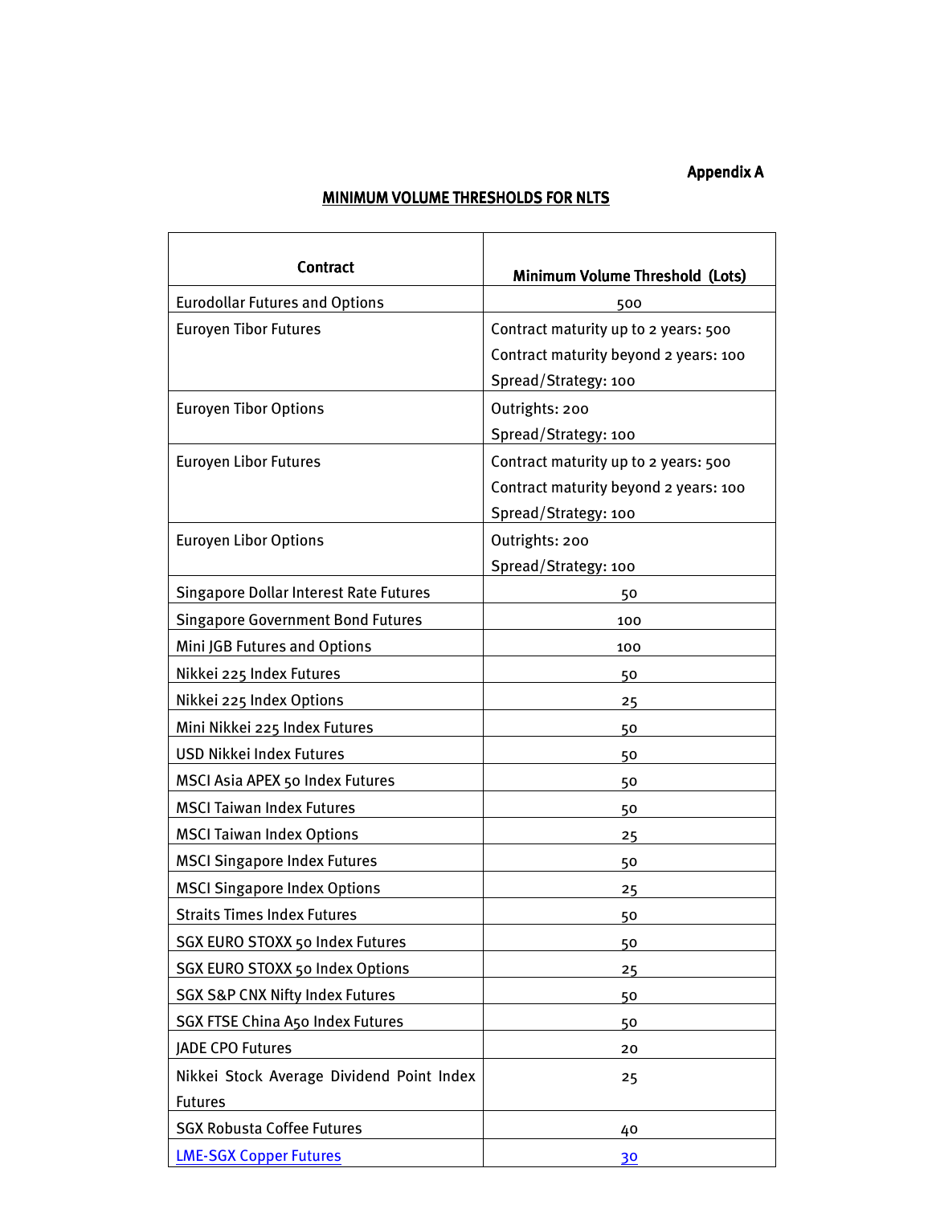**Appendix A**

## MINIMUM VOLUME THRESHOLDS FOR NLTS

| Contract | Minimum Volume Threshold (Lots) |
|---|---|
| Eurodollar Futures and Options | 500 |
| Euroyen Tibor Futures | Contract maturity up to 2 years: 500<br>Contract maturity beyond 2 years: 100<br>Spread/Strategy: 100 |
| Euroyen Tibor Options | Outrights: 200<br>Spread/Strategy: 100 |
| Euroyen Libor Futures | Contract maturity up to 2 years: 500<br>Contract maturity beyond 2 years: 100<br>Spread/Strategy: 100 |
| Euroyen Libor Options | Outrights: 200<br>Spread/Strategy: 100 |
| Singapore Dollar Interest Rate Futures | 50 |
| Singapore Government Bond Futures | 100 |
| Mini JGB Futures and Options | 100 |
| Nikkei 225 Index Futures | 50 |
| Nikkei 225 Index Options | 25 |
| Mini Nikkei 225 Index Futures | 50 |
| USD Nikkei Index Futures | 50 |
| MSCI Asia APEX 50 Index Futures | 50 |
| MSCI Taiwan Index Futures | 50 |
| MSCI Taiwan Index Options | 25 |
| MSCI Singapore Index Futures | 50 |
| MSCI Singapore Index Options | 25 |
| Straits Times Index Futures | 50 |
| SGX EURO STOXX 50 Index Futures | 50 |
| SGX EURO STOXX 50 Index Options | 25 |
| SGX S&P CNX Nifty Index Futures | 50 |
| SGX FTSE China A50 Index Futures | 50 |
| JADE CPO Futures | 20 |
| Nikkei Stock Average Dividend Point Index Futures | 25 |
| SGX Robusta Coffee Futures | 40 |
| LME-SGX Copper Futures | 30 |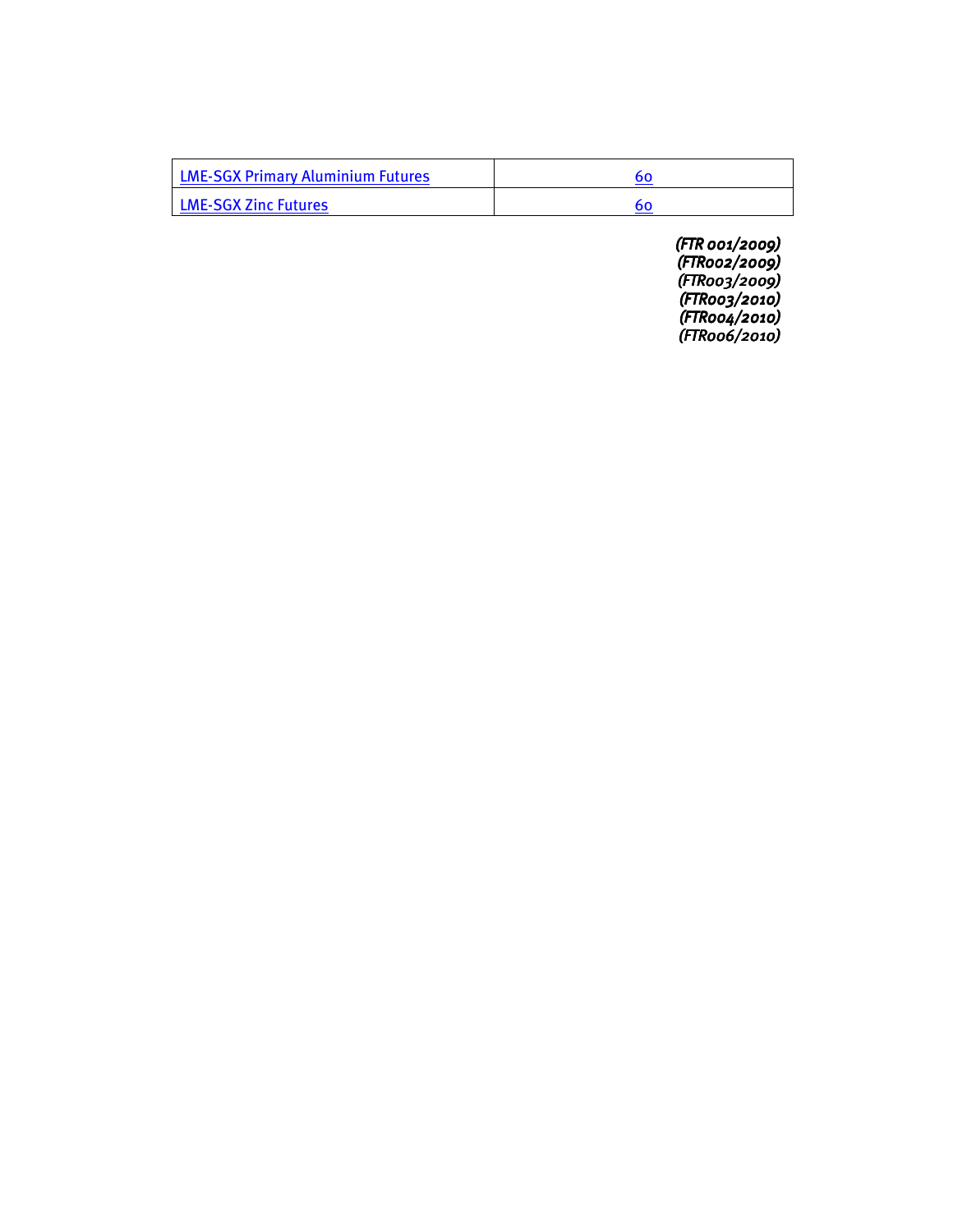| LME-SGX Primary Aluminium Futures | 60 |
|---|---|
| LME-SGX Zinc Futures | 60 |

*(FTR 001/2009)*
*(FTR002/2009)*
*(FTR003/2009)*
*(FTR003/2010)*
*(FTR004/2010)*
*(FTR006/2010)*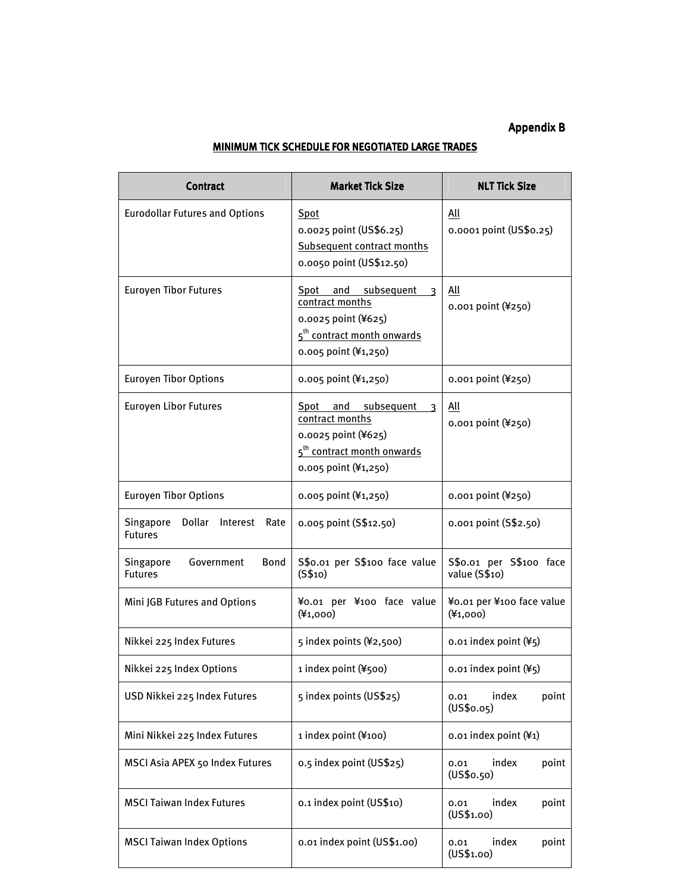**Appendix B**

## MINIMUM TICK SCHEDULE FOR NEGOTIATED LARGE TRADES

| Contract | Market Tick Size | NLT Tick Size |
|---|---|---|
| Eurodollar Futures and Options | Spot<br>0.0025 point (US$6.25)<br>Subsequent contract months<br>0.0050 point (US$12.50) | All<br>0.0001 point (US$0.25) |
| Euroyen Tibor Futures | Spot and subsequent 3 contract months<br>0.0025 point (¥625)<br>5th contract month onwards<br>0.005 point (¥1,250) | All<br>0.001 point (¥250) |
| Euroyen Tibor Options | 0.005 point (¥1,250) | 0.001 point (¥250) |
| Euroyen Libor Futures | Spot and subsequent 3 contract months<br>0.0025 point (¥625)<br>5th contract month onwards<br>0.005 point (¥1,250) | All<br>0.001 point (¥250) |
| Euroyen Tibor Options | 0.005 point (¥1,250) | 0.001 point (¥250) |
| Singapore Dollar Interest Rate Futures | 0.005 point (S$12.50) | 0.001 point (S$2.50) |
| Singapore Government Bond Futures | S$0.01 per S$100 face value (S$10) | S$0.01 per S$100 face value (S$10) |
| Mini JGB Futures and Options | ¥0.01 per ¥100 face value (¥1,000) | ¥0.01 per ¥100 face value (¥1,000) |
| Nikkei 225 Index Futures | 5 index points (¥2,500) | 0.01 index point (¥5) |
| Nikkei 225 Index Options | 1 index point (¥500) | 0.01 index point (¥5) |
| USD Nikkei 225 Index Futures | 5 index points (US$25) | 0.01 index point (US$0.05) |
| Mini Nikkei 225 Index Futures | 1 index point (¥100) | 0.01 index point (¥1) |
| MSCI Asia APEX 50 Index Futures | 0.5 index point (US$25) | 0.01 index point (US$0.50) |
| MSCI Taiwan Index Futures | 0.1 index point (US$10) | 0.01 index point (US$1.00) |
| MSCI Taiwan Index Options | 0.01 index point (US$1.00) | 0.01 index point (US$1.00) |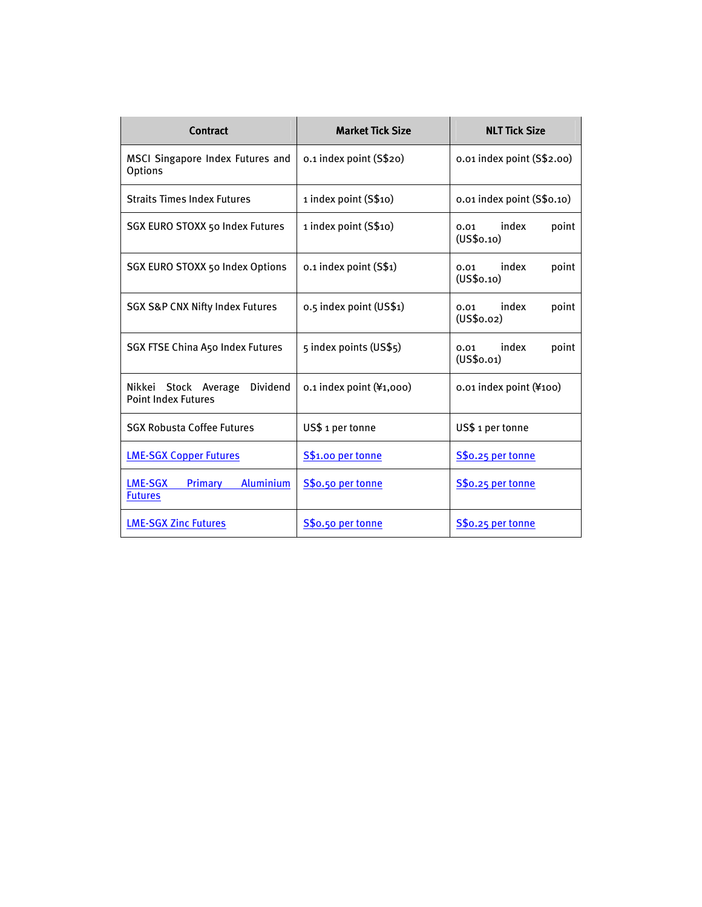| Contract | Market Tick Size | NLT Tick Size |
|---|---|---|
| MSCI Singapore Index Futures and Options | 0.1 index point (S$20) | 0.01 index point (S$2.00) |
| Straits Times Index Futures | 1 index point (S$10) | 0.01 index point (S$0.10) |
| SGX EURO STOXX 50 Index Futures | 1 index point (S$10) | 0.01 index point (US$0.10) |
| SGX EURO STOXX 50 Index Options | 0.1 index point (S$1) | 0.01 index point (US$0.10) |
| SGX S&P CNX Nifty Index Futures | 0.5 index point (US$1) | 0.01 index point (US$0.02) |
| SGX FTSE China A50 Index Futures | 5 index points (US$5) | 0.01 index point (US$0.01) |
| Nikkei Stock Average Dividend Point Index Futures | 0.1 index point (¥1,000) | 0.01 index point (¥100) |
| SGX Robusta Coffee Futures | US$ 1 per tonne | US$ 1 per tonne |
| LME-SGX Copper Futures | S$1.00 per tonne | S$0.25 per tonne |
| LME-SGX Primary Aluminium Futures | S$0.50 per tonne | S$0.25 per tonne |
| LME-SGX Zinc Futures | S$0.50 per tonne | S$0.25 per tonne |